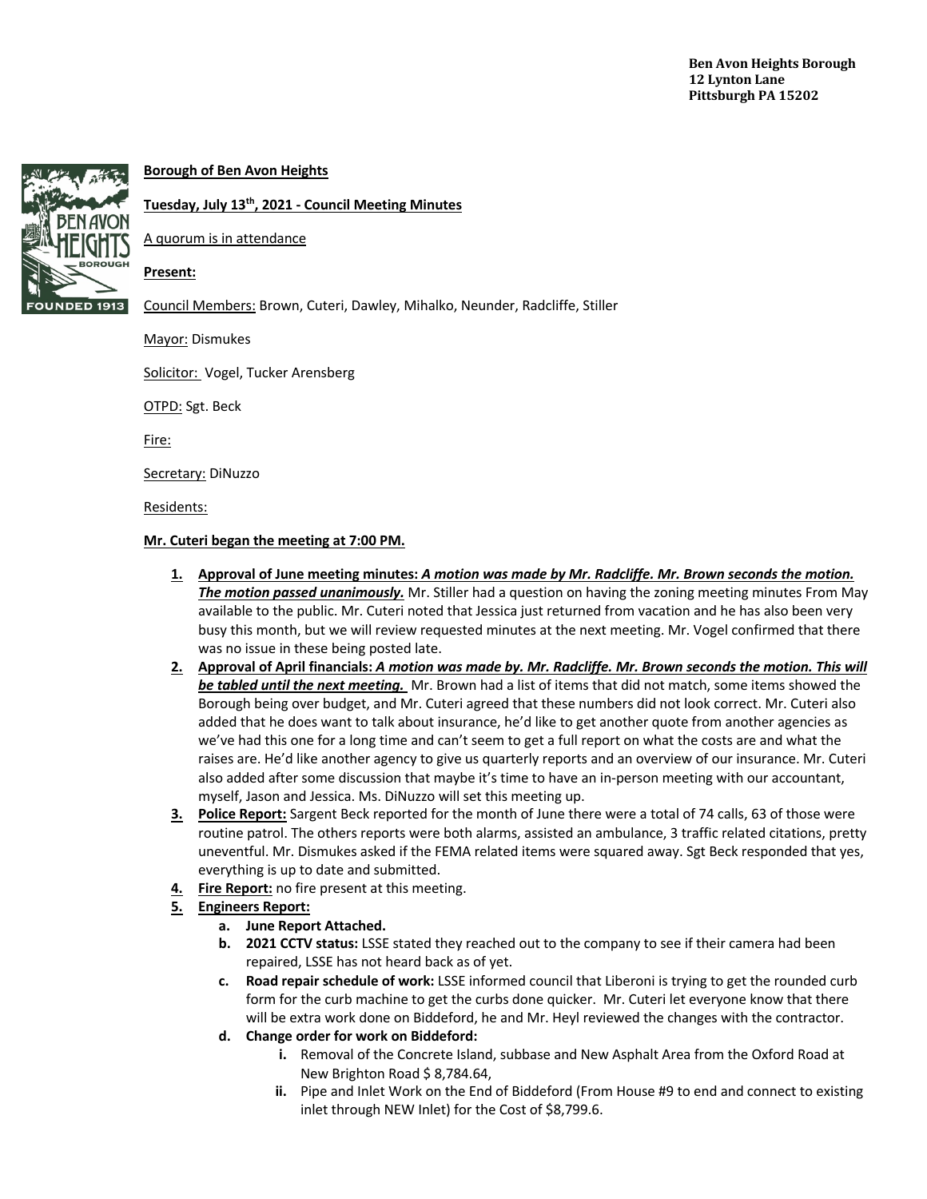**Ben Avon Heights Borough**
**12 Lynton Lane**
**Pittsburgh PA 15202**

**Borough of Ben Avon Heights**

**Tuesday, July 13th, 2021 - Council Meeting Minutes**

A quorum is in attendance

**Present:**

Council Members: Brown, Cuteri, Dawley, Mihalko, Neunder, Radcliffe, Stiller

Mayor: Dismukes

Solicitor: Vogel, Tucker Arensberg

OTPD: Sgt. Beck

Fire:

Secretary: DiNuzzo

Residents:

**Mr. Cuteri began the meeting at 7:00 PM.**

1. **Approval of June meeting minutes:** ***A motion was made by Mr. Radcliffe. Mr. Brown seconds the motion. The motion passed unanimously.*** Mr. Stiller had a question on having the zoning meeting minutes From May available to the public. Mr. Cuteri noted that Jessica just returned from vacation and he has also been very busy this month, but we will review requested minutes at the next meeting. Mr. Vogel confirmed that there was no issue in these being posted late.
2. **Approval of April financials:** ***A motion was made by. Mr. Radcliffe. Mr. Brown seconds the motion. This will be tabled until the next meeting.*** Mr. Brown had a list of items that did not match, some items showed the Borough being over budget, and Mr. Cuteri agreed that these numbers did not look correct. Mr. Cuteri also added that he does want to talk about insurance, he'd like to get another quote from another agencies as we've had this one for a long time and can't seem to get a full report on what the costs are and what the raises are. He'd like another agency to give us quarterly reports and an overview of our insurance. Mr. Cuteri also added after some discussion that maybe it's time to have an in-person meeting with our accountant, myself, Jason and Jessica. Ms. DiNuzzo will set this meeting up.
3. **Police Report:** Sargent Beck reported for the month of June there were a total of 74 calls, 63 of those were routine patrol. The others reports were both alarms, assisted an ambulance, 3 traffic related citations, pretty uneventful. Mr. Dismukes asked if the FEMA related items were squared away. Sgt Beck responded that yes, everything is up to date and submitted.
4. **Fire Report:** no fire present at this meeting.
5. **Engineers Report:**
   a. **June Report Attached.**
   b. **2021 CCTV status:** LSSE stated they reached out to the company to see if their camera had been repaired, LSSE has not heard back as of yet.
   c. **Road repair schedule of work:** LSSE informed council that Liberoni is trying to get the rounded curb form for the curb machine to get the curbs done quicker. Mr. Cuteri let everyone know that there will be extra work done on Biddeford, he and Mr. Heyl reviewed the changes with the contractor.
   d. **Change order for work on Biddeford:**
      i. Removal of the Concrete Island, subbase and New Asphalt Area from the Oxford Road at New Brighton Road $ 8,784.64,
      ii. Pipe and Inlet Work on the End of Biddeford (From House #9 to end and connect to existing inlet through NEW Inlet) for the Cost of $8,799.6.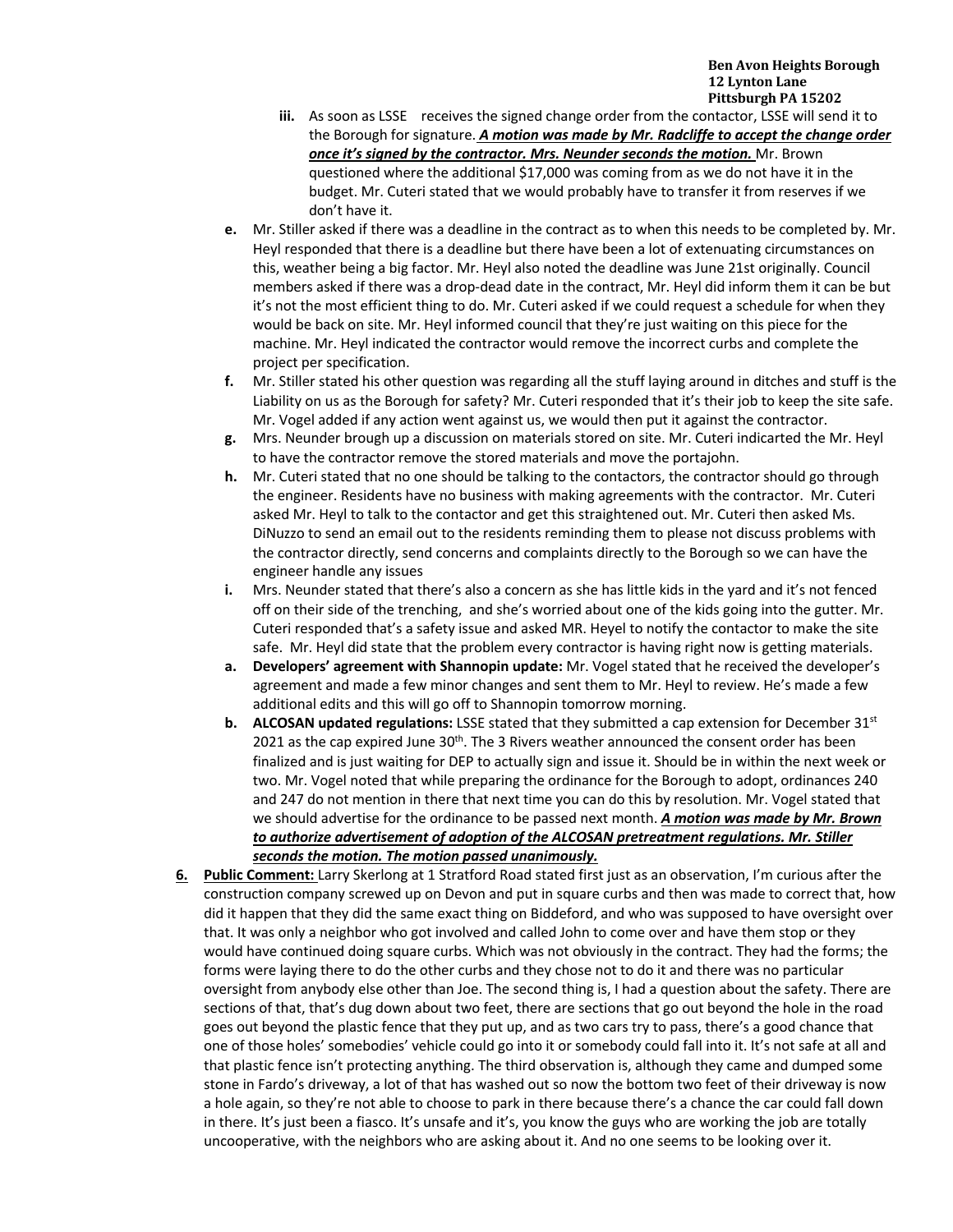iii. As soon as LSSE receives the signed change order from the contactor, LSSE will send it to the Borough for signature. ***A motion was made by Mr. Radcliffe to accept the change order once it's signed by the contractor. Mrs. Neunder seconds the motion.*** Mr. Brown questioned where the additional $17,000 was coming from as we do not have it in the budget. Mr. Cuteri stated that we would probably have to transfer it from reserves if we don't have it.

e. Mr. Stiller asked if there was a deadline in the contract as to when this needs to be completed by. Mr. Heyl responded that there is a deadline but there have been a lot of extenuating circumstances on this, weather being a big factor. Mr. Heyl also noted the deadline was June 21st originally. Council members asked if there was a drop-dead date in the contract, Mr. Heyl did inform them it can be but it's not the most efficient thing to do. Mr. Cuteri asked if we could request a schedule for when they would be back on site. Mr. Heyl informed council that they're just waiting on this piece for the machine. Mr. Heyl indicated the contractor would remove the incorrect curbs and complete the project per specification.

f. Mr. Stiller stated his other question was regarding all the stuff laying around in ditches and stuff is the Liability on us as the Borough for safety? Mr. Cuteri responded that it's their job to keep the site safe. Mr. Vogel added if any action went against us, we would then put it against the contractor.

g. Mrs. Neunder brough up a discussion on materials stored on site. Mr. Cuteri indicarted the Mr. Heyl to have the contractor remove the stored materials and move the portajohn.

h. Mr. Cuteri stated that no one should be talking to the contactors, the contractor should go through the engineer. Residents have no business with making agreements with the contractor. Mr. Cuteri asked Mr. Heyl to talk to the contactor and get this straightened out. Mr. Cuteri then asked Ms. DiNuzzo to send an email out to the residents reminding them to please not discuss problems with the contractor directly, send concerns and complaints directly to the Borough so we can have the engineer handle any issues

i. Mrs. Neunder stated that there's also a concern as she has little kids in the yard and it's not fenced off on their side of the trenching, and she's worried about one of the kids going into the gutter. Mr. Cuteri responded that's a safety issue and asked MR. Heyel to notify the contactor to make the site safe. Mr. Heyl did state that the problem every contractor is having right now is getting materials.

a. **Developers' agreement with Shannopin update:** Mr. Vogel stated that he received the developer's agreement and made a few minor changes and sent them to Mr. Heyl to review. He's made a few additional edits and this will go off to Shannopin tomorrow morning.

b. **ALCOSAN updated regulations:** LSSE stated that they submitted a cap extension for December 31st 2021 as the cap expired June 30th. The 3 Rivers weather announced the consent order has been finalized and is just waiting for DEP to actually sign and issue it. Should be in within the next week or two. Mr. Vogel noted that while preparing the ordinance for the Borough to adopt, ordinances 240 and 247 do not mention in there that next time you can do this by resolution. Mr. Vogel stated that we should advertise for the ordinance to be passed next month. ***A motion was made by Mr. Brown to authorize advertisement of adoption of the ALCOSAN pretreatment regulations. Mr. Stiller seconds the motion. The motion passed unanimously.***

6. **Public Comment:** Larry Skerlong at 1 Stratford Road stated first just as an observation, I'm curious after the construction company screwed up on Devon and put in square curbs and then was made to correct that, how did it happen that they did the same exact thing on Biddeford, and who was supposed to have oversight over that. It was only a neighbor who got involved and called John to come over and have them stop or they would have continued doing square curbs. Which was not obviously in the contract. They had the forms; the forms were laying there to do the other curbs and they chose not to do it and there was no particular oversight from anybody else other than Joe. The second thing is, I had a question about the safety. There are sections of that, that's dug down about two feet, there are sections that go out beyond the hole in the road goes out beyond the plastic fence that they put up, and as two cars try to pass, there's a good chance that one of those holes' somebodies' vehicle could go into it or somebody could fall into it. It's not safe at all and that plastic fence isn't protecting anything. The third observation is, although they came and dumped some stone in Fardo's driveway, a lot of that has washed out so now the bottom two feet of their driveway is now a hole again, so they're not able to choose to park in there because there's a chance the car could fall down in there. It's just been a fiasco. It's unsafe and it's, you know the guys who are working the job are totally uncooperative, with the neighbors who are asking about it. And no one seems to be looking over it.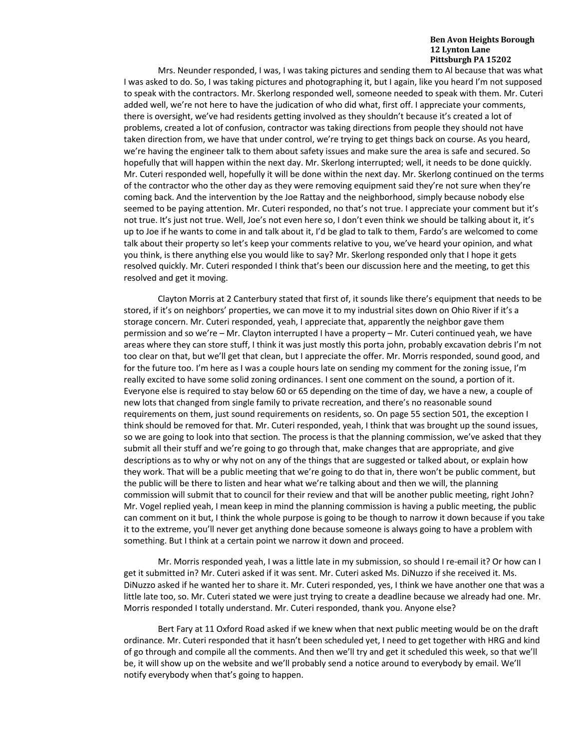Mrs. Neunder responded, I was, I was taking pictures and sending them to Al because that was what I was asked to do. So, I was taking pictures and photographing it, but I again, like you heard I'm not supposed to speak with the contractors. Mr. Skerlong responded well, someone needed to speak with them. Mr. Cuteri added well, we're not here to have the judication of who did what, first off. I appreciate your comments, there is oversight, we've had residents getting involved as they shouldn't because it's created a lot of problems, created a lot of confusion, contractor was taking directions from people they should not have taken direction from, we have that under control, we're trying to get things back on course. As you heard, we're having the engineer talk to them about safety issues and make sure the area is safe and secured. So hopefully that will happen within the next day. Mr. Skerlong interrupted; well, it needs to be done quickly. Mr. Cuteri responded well, hopefully it will be done within the next day. Mr. Skerlong continued on the terms of the contractor who the other day as they were removing equipment said they're not sure when they're coming back. And the intervention by the Joe Rattay and the neighborhood, simply because nobody else seemed to be paying attention. Mr. Cuteri responded, no that's not true. I appreciate your comment but it's not true. It's just not true. Well, Joe's not even here so, I don't even think we should be talking about it, it's up to Joe if he wants to come in and talk about it, I'd be glad to talk to them, Fardo's are welcomed to come talk about their property so let's keep your comments relative to you, we've heard your opinion, and what you think, is there anything else you would like to say? Mr. Skerlong responded only that I hope it gets resolved quickly. Mr. Cuteri responded I think that's been our discussion here and the meeting, to get this resolved and get it moving.

Clayton Morris at 2 Canterbury stated that first of, it sounds like there's equipment that needs to be stored, if it's on neighbors' properties, we can move it to my industrial sites down on Ohio River if it's a storage concern. Mr. Cuteri responded, yeah, I appreciate that, apparently the neighbor gave them permission and so we're – Mr. Clayton interrupted I have a property – Mr. Cuteri continued yeah, we have areas where they can store stuff, I think it was just mostly this porta john, probably excavation debris I'm not too clear on that, but we'll get that clean, but I appreciate the offer. Mr. Morris responded, sound good, and for the future too. I'm here as I was a couple hours late on sending my comment for the zoning issue, I'm really excited to have some solid zoning ordinances. I sent one comment on the sound, a portion of it. Everyone else is required to stay below 60 or 65 depending on the time of day, we have a new, a couple of new lots that changed from single family to private recreation, and there's no reasonable sound requirements on them, just sound requirements on residents, so. On page 55 section 501, the exception I think should be removed for that. Mr. Cuteri responded, yeah, I think that was brought up the sound issues, so we are going to look into that section. The process is that the planning commission, we've asked that they submit all their stuff and we're going to go through that, make changes that are appropriate, and give descriptions as to why or why not on any of the things that are suggested or talked about, or explain how they work. That will be a public meeting that we're going to do that in, there won't be public comment, but the public will be there to listen and hear what we're talking about and then we will, the planning commission will submit that to council for their review and that will be another public meeting, right John? Mr. Vogel replied yeah, I mean keep in mind the planning commission is having a public meeting, the public can comment on it but, I think the whole purpose is going to be though to narrow it down because if you take it to the extreme, you'll never get anything done because someone is always going to have a problem with something. But I think at a certain point we narrow it down and proceed.

Mr. Morris responded yeah, I was a little late in my submission, so should I re-email it? Or how can I get it submitted in? Mr. Cuteri asked if it was sent. Mr. Cuteri asked Ms. DiNuzzo if she received it. Ms. DiNuzzo asked if he wanted her to share it. Mr. Cuteri responded, yes, I think we have another one that was a little late too, so. Mr. Cuteri stated we were just trying to create a deadline because we already had one. Mr. Morris responded I totally understand. Mr. Cuteri responded, thank you. Anyone else?

Bert Fary at 11 Oxford Road asked if we knew when that next public meeting would be on the draft ordinance. Mr. Cuteri responded that it hasn't been scheduled yet, I need to get together with HRG and kind of go through and compile all the comments. And then we'll try and get it scheduled this week, so that we'll be, it will show up on the website and we'll probably send a notice around to everybody by email. We'll notify everybody when that's going to happen.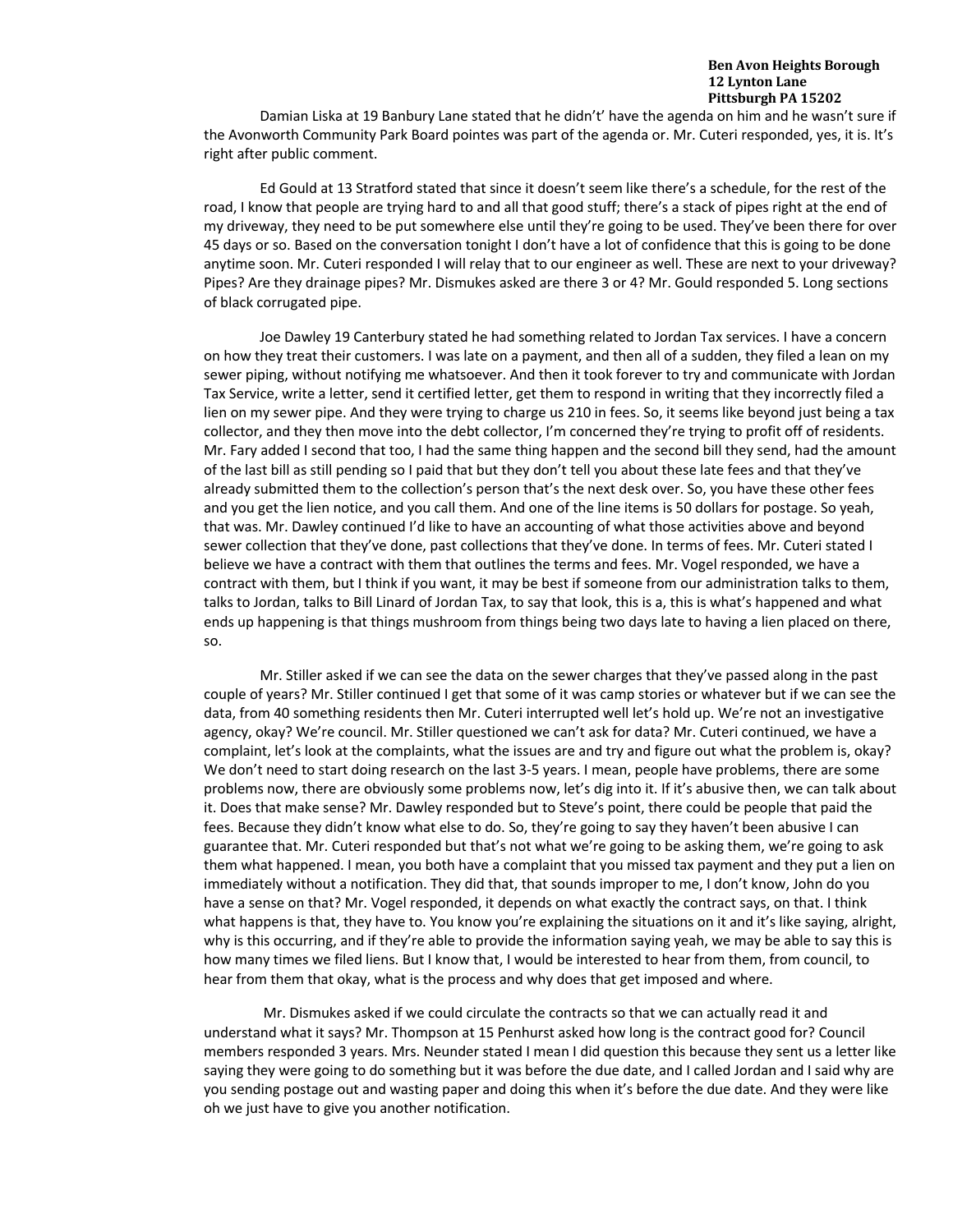Damian Liska at 19 Banbury Lane stated that he didn't't' have the agenda on him and he wasn't sure if the Avonworth Community Park Board pointes was part of the agenda or. Mr. Cuteri responded, yes, it is. It's right after public comment.

Ed Gould at 13 Stratford stated that since it doesn't seem like there's a schedule, for the rest of the road, I know that people are trying hard to and all that good stuff; there's a stack of pipes right at the end of my driveway, they need to be put somewhere else until they're going to be used. They've been there for over 45 days or so. Based on the conversation tonight I don't have a lot of confidence that this is going to be done anytime soon. Mr. Cuteri responded I will relay that to our engineer as well. These are next to your driveway? Pipes? Are they drainage pipes? Mr. Dismukes asked are there 3 or 4? Mr. Gould responded 5. Long sections of black corrugated pipe.

Joe Dawley 19 Canterbury stated he had something related to Jordan Tax services. I have a concern on how they treat their customers. I was late on a payment, and then all of a sudden, they filed a lean on my sewer piping, without notifying me whatsoever. And then it took forever to try and communicate with Jordan Tax Service, write a letter, send it certified letter, get them to respond in writing that they incorrectly filed a lien on my sewer pipe. And they were trying to charge us 210 in fees. So, it seems like beyond just being a tax collector, and they then move into the debt collector, I'm concerned they're trying to profit off of residents. Mr. Fary added I second that too, I had the same thing happen and the second bill they send, had the amount of the last bill as still pending so I paid that but they don't tell you about these late fees and that they've already submitted them to the collection's person that's the next desk over. So, you have these other fees and you get the lien notice, and you call them. And one of the line items is 50 dollars for postage. So yeah, that was. Mr. Dawley continued I'd like to have an accounting of what those activities above and beyond sewer collection that they've done, past collections that they've done. In terms of fees. Mr. Cuteri stated I believe we have a contract with them that outlines the terms and fees. Mr. Vogel responded, we have a contract with them, but I think if you want, it may be best if someone from our administration talks to them, talks to Jordan, talks to Bill Linard of Jordan Tax, to say that look, this is a, this is what's happened and what ends up happening is that things mushroom from things being two days late to having a lien placed on there, so.

Mr. Stiller asked if we can see the data on the sewer charges that they've passed along in the past couple of years? Mr. Stiller continued I get that some of it was camp stories or whatever but if we can see the data, from 40 something residents then Mr. Cuteri interrupted well let's hold up. We're not an investigative agency, okay? We're council. Mr. Stiller questioned we can't ask for data? Mr. Cuteri continued, we have a complaint, let's look at the complaints, what the issues are and try and figure out what the problem is, okay? We don't need to start doing research on the last 3-5 years. I mean, people have problems, there are some problems now, there are obviously some problems now, let's dig into it. If it's abusive then, we can talk about it. Does that make sense? Mr. Dawley responded but to Steve's point, there could be people that paid the fees. Because they didn't know what else to do. So, they're going to say they haven't been abusive I can guarantee that. Mr. Cuteri responded but that's not what we're going to be asking them, we're going to ask them what happened. I mean, you both have a complaint that you missed tax payment and they put a lien on immediately without a notification. They did that, that sounds improper to me, I don't know, John do you have a sense on that? Mr. Vogel responded, it depends on what exactly the contract says, on that. I think what happens is that, they have to. You know you're explaining the situations on it and it's like saying, alright, why is this occurring, and if they're able to provide the information saying yeah, we may be able to say this is how many times we filed liens. But I know that, I would be interested to hear from them, from council, to hear from them that okay, what is the process and why does that get imposed and where.

Mr. Dismukes asked if we could circulate the contracts so that we can actually read it and understand what it says? Mr. Thompson at 15 Penhurst asked how long is the contract good for? Council members responded 3 years. Mrs. Neunder stated I mean I did question this because they sent us a letter like saying they were going to do something but it was before the due date, and I called Jordan and I said why are you sending postage out and wasting paper and doing this when it's before the due date. And they were like oh we just have to give you another notification.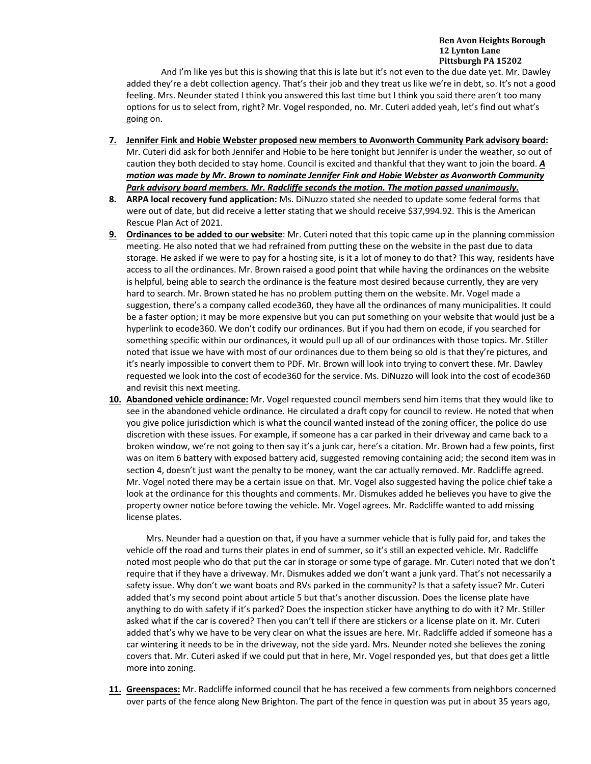And I'm like yes but this is showing that this is late but it's not even to the due date yet. Mr. Dawley added they're a debt collection agency. That's their job and they treat us like we're in debt, so. It's not a good feeling. Mrs. Neunder stated I think you answered this last time but I think you said there aren't too many options for us to select from, right? Mr. Vogel responded, no. Mr. Cuteri added yeah, let's find out what's going on.

7. **Jennifer Fink and Hobie Webster proposed new members to Avonworth Community Park advisory board:** Mr. Cuteri did ask for both Jennifer and Hobie to be here tonight but Jennifer is under the weather, so out of caution they both decided to stay home. Council is excited and thankful that they want to join the board. ***A motion was made by Mr. Brown to nominate Jennifer Fink and Hobie Webster as Avonworth Community Park advisory board members. Mr. Radcliffe seconds the motion. The motion passed unanimously.***
8. **ARPA local recovery fund application:** Ms. DiNuzzo stated she needed to update some federal forms that were out of date, but did receive a letter stating that we should receive $37,994.92. This is the American Rescue Plan Act of 2021.
9. **Ordinances to be added to our website**: Mr. Cuteri noted that this topic came up in the planning commission meeting. He also noted that we had refrained from putting these on the website in the past due to data storage. He asked if we were to pay for a hosting site, is it a lot of money to do that? This way, residents have access to all the ordinances. Mr. Brown raised a good point that while having the ordinances on the website is helpful, being able to search the ordinance is the feature most desired because currently, they are very hard to search. Mr. Brown stated he has no problem putting them on the website. Mr. Vogel made a suggestion, there's a company called ecode360, they have all the ordinances of many municipalities. It could be a faster option; it may be more expensive but you can put something on your website that would just be a hyperlink to ecode360. We don't codify our ordinances. But if you had them on ecode, if you searched for something specific within our ordinances, it would pull up all of our ordinances with those topics. Mr. Stiller noted that issue we have with most of our ordinances due to them being so old is that they're pictures, and it's nearly impossible to convert them to PDF. Mr. Brown will look into trying to convert these. Mr. Dawley requested we look into the cost of ecode360 for the service. Ms. DiNuzzo will look into the cost of ecode360 and revisit this next meeting.
10. **Abandoned vehicle ordinance:** Mr. Vogel requested council members send him items that they would like to see in the abandoned vehicle ordinance. He circulated a draft copy for council to review. He noted that when you give police jurisdiction which is what the council wanted instead of the zoning officer, the police do use discretion with these issues. For example, if someone has a car parked in their driveway and came back to a broken window, we're not going to then say it's a junk car, here's a citation. Mr. Brown had a few points, first was on item 6 battery with exposed battery acid, suggested removing containing acid; the second item was in section 4, doesn't just want the penalty to be money, want the car actually removed. Mr. Radcliffe agreed. Mr. Vogel noted there may be a certain issue on that. Mr. Vogel also suggested having the police chief take a look at the ordinance for this thoughts and comments. Mr. Dismukes added he believes you have to give the property owner notice before towing the vehicle. Mr. Vogel agrees. Mr. Radcliffe wanted to add missing license plates.

   Mrs. Neunder had a question on that, if you have a summer vehicle that is fully paid for, and takes the vehicle off the road and turns their plates in end of summer, so it's still an expected vehicle. Mr. Radcliffe noted most people who do that put the car in storage or some type of garage. Mr. Cuteri noted that we don't require that if they have a driveway. Mr. Dismukes added we don't want a junk yard. That's not necessarily a safety issue. Why don't we want boats and RVs parked in the community? Is that a safety issue? Mr. Cuteri added that's my second point about article 5 but that's another discussion. Does the license plate have anything to do with safety if it's parked? Does the inspection sticker have anything to do with it? Mr. Stiller asked what if the car is covered? Then you can't tell if there are stickers or a license plate on it. Mr. Cuteri added that's why we have to be very clear on what the issues are here. Mr. Radcliffe added if someone has a car wintering it needs to be in the driveway, not the side yard. Mrs. Neunder noted she believes the zoning covers that. Mr. Cuteri asked if we could put that in here, Mr. Vogel responded yes, but that does get a little more into zoning.

11. **Greenspaces:** Mr. Radcliffe informed council that he has received a few comments from neighbors concerned over parts of the fence along New Brighton. The part of the fence in question was put in about 35 years ago,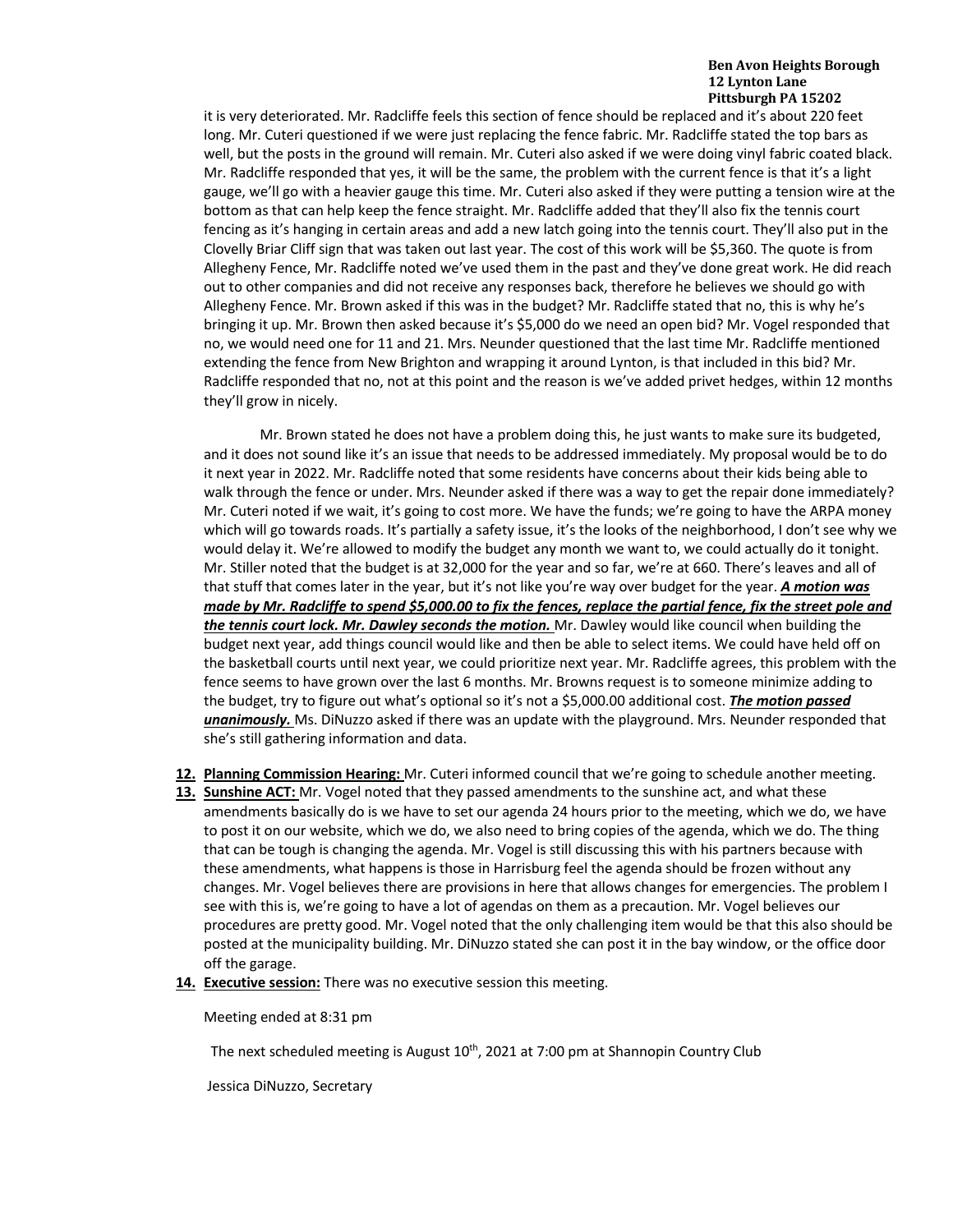it is very deteriorated. Mr. Radcliffe feels this section of fence should be replaced and it's about 220 feet long. Mr. Cuteri questioned if we were just replacing the fence fabric. Mr. Radcliffe stated the top bars as well, but the posts in the ground will remain. Mr. Cuteri also asked if we were doing vinyl fabric coated black. Mr. Radcliffe responded that yes, it will be the same, the problem with the current fence is that it's a light gauge, we'll go with a heavier gauge this time. Mr. Cuteri also asked if they were putting a tension wire at the bottom as that can help keep the fence straight. Mr. Radcliffe added that they'll also fix the tennis court fencing as it's hanging in certain areas and add a new latch going into the tennis court. They'll also put in the Clovelly Briar Cliff sign that was taken out last year. The cost of this work will be $5,360. The quote is from Allegheny Fence, Mr. Radcliffe noted we've used them in the past and they've done great work. He did reach out to other companies and did not receive any responses back, therefore he believes we should go with Allegheny Fence. Mr. Brown asked if this was in the budget? Mr. Radcliffe stated that no, this is why he's bringing it up. Mr. Brown then asked because it's $5,000 do we need an open bid? Mr. Vogel responded that no, we would need one for 11 and 21. Mrs. Neunder questioned that the last time Mr. Radcliffe mentioned extending the fence from New Brighton and wrapping it around Lynton, is that included in this bid? Mr. Radcliffe responded that no, not at this point and the reason is we've added privet hedges, within 12 months they'll grow in nicely.

Mr. Brown stated he does not have a problem doing this, he just wants to make sure its budgeted, and it does not sound like it's an issue that needs to be addressed immediately. My proposal would be to do it next year in 2022. Mr. Radcliffe noted that some residents have concerns about their kids being able to walk through the fence or under. Mrs. Neunder asked if there was a way to get the repair done immediately? Mr. Cuteri noted if we wait, it's going to cost more. We have the funds; we're going to have the ARPA money which will go towards roads. It's partially a safety issue, it's the looks of the neighborhood, I don't see why we would delay it. We're allowed to modify the budget any month we want to, we could actually do it tonight. Mr. Stiller noted that the budget is at 32,000 for the year and so far, we're at 660. There's leaves and all of that stuff that comes later in the year, but it's not like you're way over budget for the year. ***<u>A motion was made by Mr. Radcliffe to spend $5,000.00 to fix the fences, replace the partial fence, fix the street pole and the tennis court lock. Mr. Dawley seconds the motion.</u>*** Mr. Dawley would like council when building the budget next year, add things council would like and then be able to select items. We could have held off on the basketball courts until next year, we could prioritize next year. Mr. Radcliffe agrees, this problem with the fence seems to have grown over the last 6 months. Mr. Browns request is to someone minimize adding to the budget, try to figure out what's optional so it's not a $5,000.00 additional cost. ***<u>The motion passed unanimously.</u>*** Ms. DiNuzzo asked if there was an update with the playground. Mrs. Neunder responded that she's still gathering information and data.

12. **<u>Planning Commission Hearing:</u>** Mr. Cuteri informed council that we're going to schedule another meeting.
13. **<u>Sunshine ACT:</u>** Mr. Vogel noted that they passed amendments to the sunshine act, and what these amendments basically do is we have to set our agenda 24 hours prior to the meeting, which we do, we have to post it on our website, which we do, we also need to bring copies of the agenda, which we do. The thing that can be tough is changing the agenda. Mr. Vogel is still discussing this with his partners because with these amendments, what happens is those in Harrisburg feel the agenda should be frozen without any changes. Mr. Vogel believes there are provisions in here that allows changes for emergencies. The problem I see with this is, we're going to have a lot of agendas on them as a precaution. Mr. Vogel believes our procedures are pretty good. Mr. Vogel noted that the only challenging item would be that this also should be posted at the municipality building. Mr. DiNuzzo stated she can post it in the bay window, or the office door off the garage.
14. **<u>Executive session:</u>** There was no executive session this meeting.

Meeting ended at 8:31 pm

The next scheduled meeting is August 10th, 2021 at 7:00 pm at Shannopin Country Club

Jessica DiNuzzo, Secretary